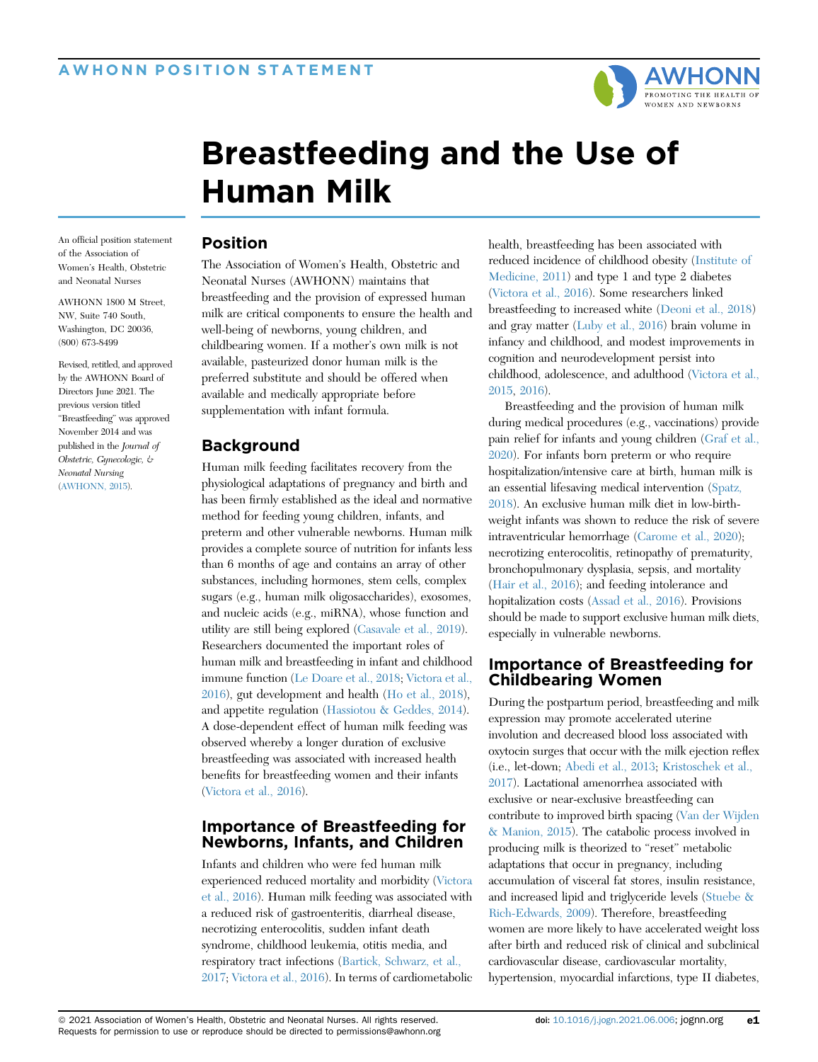AWHONN POSITION STATEMENT

# Breastfeeding and the Use of Human Milk

An official position statement of the Association of Women's Health, Obstetric and Neonatal Nurses

AWHONN 1800 M Street, NW, Suite 740 South, Washington, DC 20036, (800) 673-8499

Revised, retitled, and approved by the AWHONN Board of Directors June 2021. The previous version titled "Breastfeeding" was approved November 2014 and was published in the *Journal of Obstetric, Gynecologic, & Neonatal Nursing* (AWHONN, 2015).

## Position

The Association of Women's Health, Obstetric and Neonatal Nurses (AWHONN) maintains that breastfeeding and the provision of expressed human milk are critical components to ensure the health and well-being of newborns, young children, and childbearing women. If a mother's own milk is not available, pasteurized donor human milk is the preferred substitute and should be offered when available and medically appropriate before supplementation with infant formula.

## Background

Human milk feeding facilitates recovery from the physiological adaptations of pregnancy and birth and has been firmly established as the ideal and normative method for feeding young children, infants, and preterm and other vulnerable newborns. Human milk provides a complete source of nutrition for infants less than 6 months of age and contains an array of other substances, including hormones, stem cells, complex sugars (e.g., human milk oligosaccharides), exosomes, and nucleic acids (e.g., miRNA), whose function and utility are still being explored (Casavale et al., 2019). Researchers documented the important roles of human milk and breastfeeding in infant and childhood immune function (Le Doare et al., 2018; Victora et al., 2016), gut development and health (Ho et al., 2018), and appetite regulation (Hassiotou & Geddes, 2014). A dose-dependent effect of human milk feeding was observed whereby a longer duration of exclusive breastfeeding was associated with increased health benefits for breastfeeding women and their infants (Victora et al., 2016).

## Importance of Breastfeeding for Newborns, Infants, and Children

Infants and children who were fed human milk experienced reduced mortality and morbidity (Victora et al., 2016). Human milk feeding was associated with a reduced risk of gastroenteritis, diarrheal disease, necrotizing enterocolitis, sudden infant death syndrome, childhood leukemia, otitis media, and respiratory tract infections (Bartick, Schwarz, et al., 2017; Victora et al., 2016). In terms of cardiometabolic health, breastfeeding has been associated with reduced incidence of childhood obesity (Institute of Medicine, 2011) and type 1 and type 2 diabetes (Victora et al., 2016). Some researchers linked breastfeeding to increased white (Deoni et al., 2018) and gray matter (Luby et al., 2016) brain volume in infancy and childhood, and modest improvements in cognition and neurodevelopment persist into childhood, adolescence, and adulthood (Victora et al., 2015, 2016).

Breastfeeding and the provision of human milk during medical procedures (e.g., vaccinations) provide pain relief for infants and young children (Graf et al., 2020). For infants born preterm or who require hospitalization/intensive care at birth, human milk is an essential lifesaving medical intervention (Spatz, 2018). An exclusive human milk diet in low-birth-weight infants was shown to reduce the risk of severe intraventricular hemorrhage (Carome et al., 2020); necrotizing enterocolitis, retinopathy of prematurity, bronchopulmonary dysplasia, sepsis, and mortality (Hair et al., 2016); and feeding intolerance and hospitalization costs (Assad et al., 2016). Provisions should be made to support exclusive human milk diets, especially in vulnerable newborns.

## Importance of Breastfeeding for Childbearing Women

During the postpartum period, breastfeeding and milk expression may promote accelerated uterine involution and decreased blood loss associated with oxytocin surges that occur with the milk ejection reflex (i.e., let-down; Abedi et al., 2013; Kristoschek et al., 2017). Lactational amenorrhea associated with exclusive or near-exclusive breastfeeding can contribute to improved birth spacing (Van der Wijden & Manion, 2015). The catabolic process involved in producing milk is theorized to "reset" metabolic adaptations that occur in pregnancy, including accumulation of visceral fat stores, insulin resistance, and increased lipid and triglyceride levels (Stuebe & Rich-Edwards, 2009). Therefore, breastfeeding women are more likely to have accelerated weight loss after birth and reduced risk of clinical and subclinical cardiovascular disease, cardiovascular mortality, hypertension, myocardial infarctions, type II diabetes,

© 2021 Association of Women's Health, Obstetric and Neonatal Nurses. All rights reserved. Requests for permission to use or reproduce should be directed to permissions@awhonn.org

doi: 10.1016/j.jogn.2021.06.006; jognn.org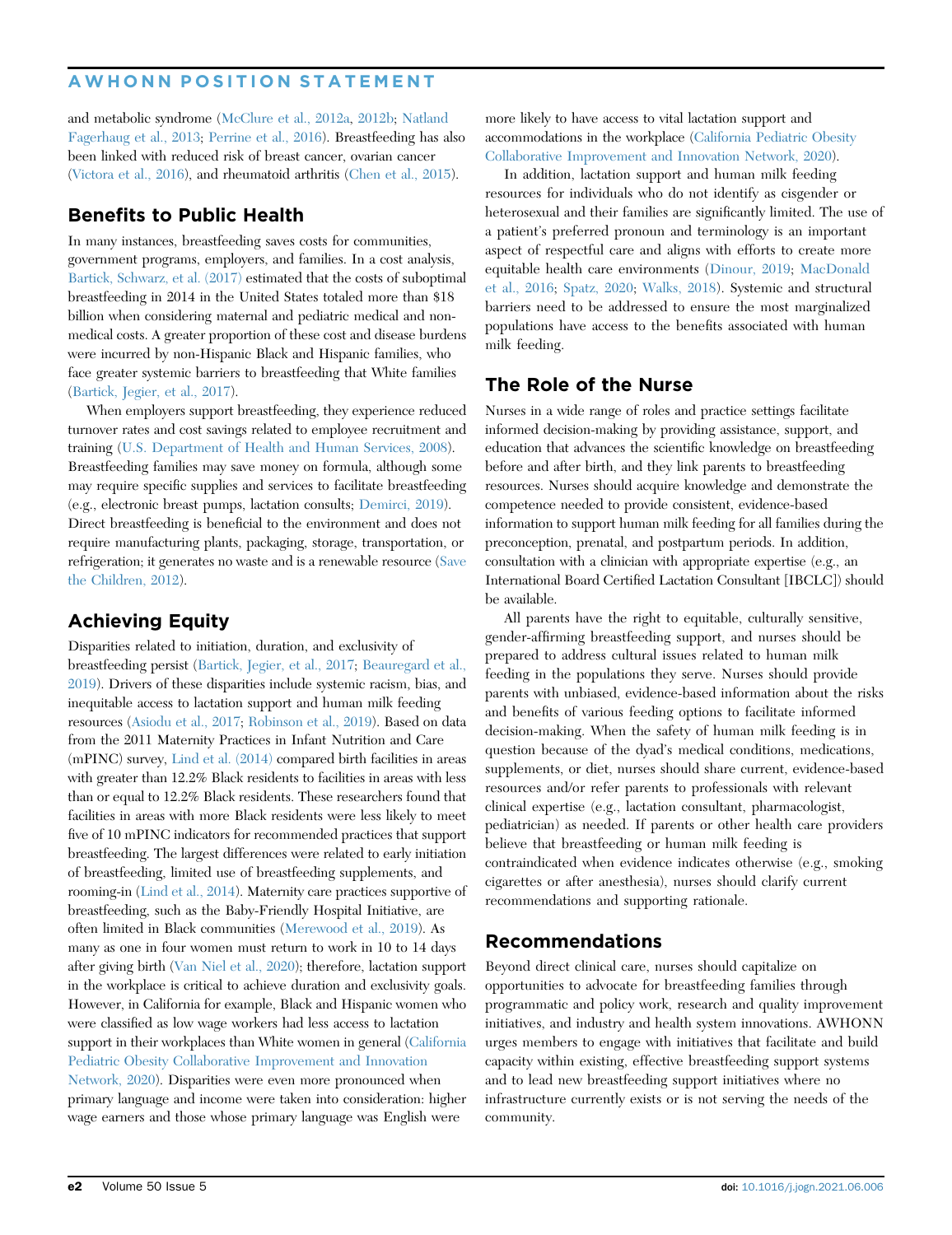and metabolic syndrome (McClure et al., 2012a, 2012b; Natland Fagerhaug et al., 2013; Perrine et al., 2016). Breastfeeding has also been linked with reduced risk of breast cancer, ovarian cancer (Victora et al., 2016), and rheumatoid arthritis (Chen et al., 2015).

## Benefits to Public Health

In many instances, breastfeeding saves costs for communities, government programs, employers, and families. In a cost analysis, Bartick, Schwarz, et al. (2017) estimated that the costs of suboptimal breastfeeding in 2014 in the United States totaled more than $18 billion when considering maternal and pediatric medical and non-medical costs. A greater proportion of these cost and disease burdens were incurred by non-Hispanic Black and Hispanic families, who face greater systemic barriers to breastfeeding that White families (Bartick, Jegier, et al., 2017).

When employers support breastfeeding, they experience reduced turnover rates and cost savings related to employee recruitment and training (U.S. Department of Health and Human Services, 2008). Breastfeeding families may save money on formula, although some may require specific supplies and services to facilitate breastfeeding (e.g., electronic breast pumps, lactation consults; Demirci, 2019). Direct breastfeeding is beneficial to the environment and does not require manufacturing plants, packaging, storage, transportation, or refrigeration; it generates no waste and is a renewable resource (Save the Children, 2012).

## Achieving Equity

Disparities related to initiation, duration, and exclusivity of breastfeeding persist (Bartick, Jegier, et al., 2017; Beauregard et al., 2019). Drivers of these disparities include systemic racism, bias, and inequitable access to lactation support and human milk feeding resources (Asiodu et al., 2017; Robinson et al., 2019). Based on data from the 2011 Maternity Practices in Infant Nutrition and Care (mPINC) survey, Lind et al. (2014) compared birth facilities in areas with greater than 12.2% Black residents to facilities in areas with less than or equal to 12.2% Black residents. These researchers found that facilities in areas with more Black residents were less likely to meet five of 10 mPINC indicators for recommended practices that support breastfeeding. The largest differences were related to early initiation of breastfeeding, limited use of breastfeeding supplements, and rooming-in (Lind et al., 2014). Maternity care practices supportive of breastfeeding, such as the Baby-Friendly Hospital Initiative, are often limited in Black communities (Merewood et al., 2019). As many as one in four women must return to work in 10 to 14 days after giving birth (Van Niel et al., 2020); therefore, lactation support in the workplace is critical to achieve duration and exclusivity goals. However, in California for example, Black and Hispanic women who were classified as low wage workers had less access to lactation support in their workplaces than White women in general (California Pediatric Obesity Collaborative Improvement and Innovation Network, 2020). Disparities were even more pronounced when primary language and income were taken into consideration: higher wage earners and those whose primary language was English were more likely to have access to vital lactation support and accommodations in the workplace (California Pediatric Obesity Collaborative Improvement and Innovation Network, 2020).

In addition, lactation support and human milk feeding resources for individuals who do not identify as cisgender or heterosexual and their families are significantly limited. The use of a patient's preferred pronoun and terminology is an important aspect of respectful care and aligns with efforts to create more equitable health care environments (Dinour, 2019; MacDonald et al., 2016; Spatz, 2020; Walks, 2018). Systemic and structural barriers need to be addressed to ensure the most marginalized populations have access to the benefits associated with human milk feeding.

## The Role of the Nurse

Nurses in a wide range of roles and practice settings facilitate informed decision-making by providing assistance, support, and education that advances the scientific knowledge on breastfeeding before and after birth, and they link parents to breastfeeding resources. Nurses should acquire knowledge and demonstrate the competence needed to provide consistent, evidence-based information to support human milk feeding for all families during the preconception, prenatal, and postpartum periods. In addition, consultation with a clinician with appropriate expertise (e.g., an International Board Certified Lactation Consultant [IBCLC]) should be available.

All parents have the right to equitable, culturally sensitive, gender-affirming breastfeeding support, and nurses should be prepared to address cultural issues related to human milk feeding in the populations they serve. Nurses should provide parents with unbiased, evidence-based information about the risks and benefits of various feeding options to facilitate informed decision-making. When the safety of human milk feeding is in question because of the dyad's medical conditions, medications, supplements, or diet, nurses should share current, evidence-based resources and/or refer parents to professionals with relevant clinical expertise (e.g., lactation consultant, pharmacologist, pediatrician) as needed. If parents or other health care providers believe that breastfeeding or human milk feeding is contraindicated when evidence indicates otherwise (e.g., smoking cigarettes or after anesthesia), nurses should clarify current recommendations and supporting rationale.

## Recommendations

Beyond direct clinical care, nurses should capitalize on opportunities to advocate for breastfeeding families through programmatic and policy work, research and quality improvement initiatives, and industry and health system innovations. AWHONN urges members to engage with initiatives that facilitate and build capacity within existing, effective breastfeeding support systems and to lead new breastfeeding support initiatives where no infrastructure currently exists or is not serving the needs of the community.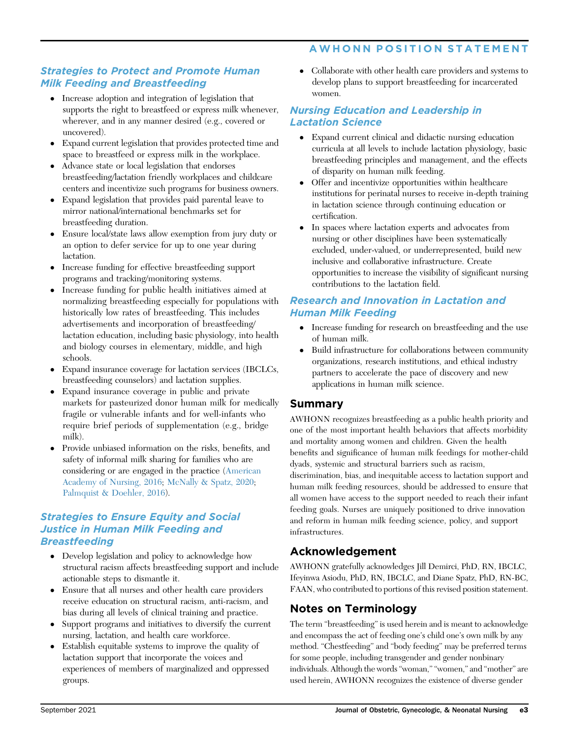### *Strategies to Protect and Promote Human Milk Feeding and Breastfeeding*

- Increase adoption and integration of legislation that supports the right to breastfeed or express milk whenever, wherever, and in any manner desired (e.g., covered or uncovered).
- Expand current legislation that provides protected time and space to breastfeed or express milk in the workplace.
- Advance state or local legislation that endorses breastfeeding/lactation friendly workplaces and childcare centers and incentivize such programs for business owners.
- Expand legislation that provides paid parental leave to mirror national/international benchmarks set for breastfeeding duration.
- Ensure local/state laws allow exemption from jury duty or an option to defer service for up to one year during lactation.
- Increase funding for effective breastfeeding support programs and tracking/monitoring systems.
- Increase funding for public health initiatives aimed at normalizing breastfeeding especially for populations with historically low rates of breastfeeding. This includes advertisements and incorporation of breastfeeding/lactation education, including basic physiology, into health and biology courses in elementary, middle, and high schools.
- Expand insurance coverage for lactation services (IBCLCs, breastfeeding counselors) and lactation supplies.
- Expand insurance coverage in public and private markets for pasteurized donor human milk for medically fragile or vulnerable infants and for well-infants who require brief periods of supplementation (e.g., bridge milk).
- Provide unbiased information on the risks, benefits, and safety of informal milk sharing for families who are considering or are engaged in the practice (American Academy of Nursing, 2016; McNally & Spatz, 2020; Palmquist & Doehler, 2016).

### *Strategies to Ensure Equity and Social Justice in Human Milk Feeding and Breastfeeding*

- Develop legislation and policy to acknowledge how structural racism affects breastfeeding support and include actionable steps to dismantle it.
- Ensure that all nurses and other health care providers receive education on structural racism, anti-racism, and bias during all levels of clinical training and practice.
- Support programs and initiatives to diversify the current nursing, lactation, and health care workforce.
- Establish equitable systems to improve the quality of lactation support that incorporate the voices and experiences of members of marginalized and oppressed groups.
- Collaborate with other health care providers and systems to develop plans to support breastfeeding for incarcerated women.

### *Nursing Education and Leadership in Lactation Science*

- Expand current clinical and didactic nursing education curricula at all levels to include lactation physiology, basic breastfeeding principles and management, and the effects of disparity on human milk feeding.
- Offer and incentivize opportunities within healthcare institutions for perinatal nurses to receive in-depth training in lactation science through continuing education or certification.
- In spaces where lactation experts and advocates from nursing or other disciplines have been systematically excluded, under-valued, or underrepresented, build new inclusive and collaborative infrastructure. Create opportunities to increase the visibility of significant nursing contributions to the lactation field.

### *Research and Innovation in Lactation and Human Milk Feeding*

- Increase funding for research on breastfeeding and the use of human milk.
- Build infrastructure for collaborations between community organizations, research institutions, and ethical industry partners to accelerate the pace of discovery and new applications in human milk science.

## Summary

AWHONN recognizes breastfeeding as a public health priority and one of the most important health behaviors that affects morbidity and mortality among women and children. Given the health benefits and significance of human milk feedings for mother-child dyads, systemic and structural barriers such as racism, discrimination, bias, and inequitable access to lactation support and human milk feeding resources, should be addressed to ensure that all women have access to the support needed to reach their infant feeding goals. Nurses are uniquely positioned to drive innovation and reform in human milk feeding science, policy, and support infrastructures.

## Acknowledgement

AWHONN gratefully acknowledges Jill Demirci, PhD, RN, IBCLC, Ifeyinwa Asiodu, PhD, RN, IBCLC, and Diane Spatz, PhD, RN-BC, FAAN, who contributed to portions of this revised position statement.

## Notes on Terminology

The term "breastfeeding" is used herein and is meant to acknowledge and encompass the act of feeding one's child one's own milk by any method. "Chestfeeding" and "body feeding" may be preferred terms for some people, including transgender and gender nonbinary individuals. Although the words "woman," "women," and "mother" are used herein, AWHONN recognizes the existence of diverse gender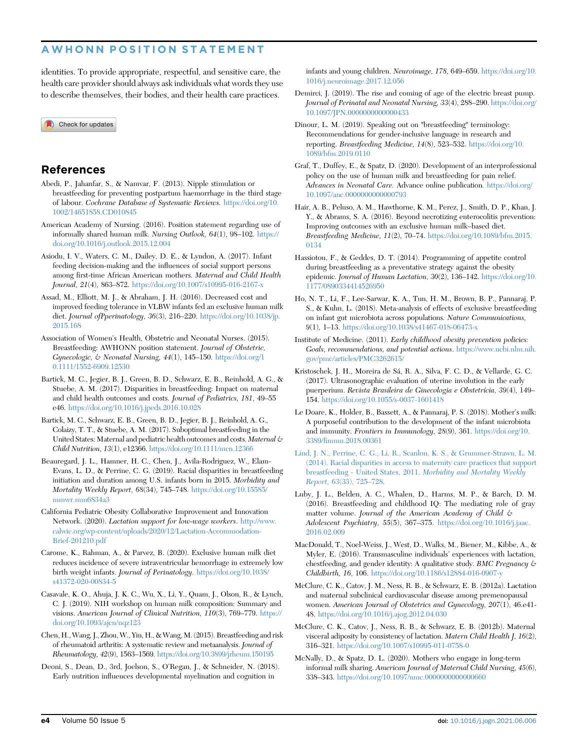identities. To provide appropriate, respectful, and sensitive care, the health care provider should always ask individuals what words they use to describe themselves, their bodies, and their health care practices.

## References

Abedi, P., Jahanfar, S., & Namvar, F. (2013). Nipple stimulation or breastfeeding for preventing postpartum haemorrhage in the third stage of labour. *Cochrane Database of Systematic Reviews.* https://doi.org/10.1002/14651858.CD010845

American Academy of Nursing. (2016). Position statement regarding use of informally shared human milk. *Nursing Outlook, 64*(1), 98–102. https://doi.org/10.1016/j.outlook.2015.12.004

Asiodu, I. V., Waters, C. M., Dailey, D. E., & Lyndon, A. (2017). Infant feeding decision-making and the influences of social support persons among first-time African American mothers. *Maternal and Child Health Journal, 21*(4), 863–872. https://doi.org/10.1007/s10995-016-2167-x

Assad, M., Elliott, M. J., & Abraham, J. H. (2016). Decreased cost and improved feeding tolerance in VLBW infants fed an exclusive human milk diet. *Journal ofPperinatology, 36*(3), 216–220. https://doi.org/10.1038/jp.2015.168

Association of Women's Health, Obstetric and Neonatal Nurses. (2015). Breastfeeding: AWHONN position statement. *Journal of Obstetric, Gynecologic, & Neonatal Nursing, 44*(1), 145–150. https://doi.org/10.1111/1552-6909.12530

Bartick, M. C., Jegier, B. J., Green, B. D., Schwarz, E. B., Reinhold, A. G., & Stuebe, A. M. (2017). Disparities in breastfeeding: Impact on maternal and child health outcomes and costs. *Journal of Pediatrics, 181*, 49–55 e46. https://doi.org/10.1016/j.jpeds.2016.10.028

Bartick, M. C., Schwarz, E. B., Green, B. D., Jegier, B. J., Reinhold, A. G., Colaizy, T. T., & Stuebe, A. M. (2017). Suboptimal breastfeeding in the United States: Maternal and pediatric health outcomes and costs. *Maternal & Child Nutrition, 13*(1), e12366. https://doi.org/10.1111/mcn.12366

Beauregard, J. L., Hamner, H. C., Chen, J., Avila-Rodriguez, W., Elam-Evans, L. D., & Perrine, C. G. (2019). Racial disparities in breastfeeding initiation and duration among U.S. infants born in 2015. *Morbidity and Mortality Weekly Report, 68*(34), 745–748. https://doi.org/10.15585/mmwr.mm6834a3

California Pediatric Obesity Collaborative Improvement and Innovation Network. (2020). *Lactation support for low-wage workers*. http://www.calwic.org/wp-content/uploads/2020/12/Lactation-Accommodation-Brief-201210.pdf

Carome, K., Rahman, A., & Parvez, B. (2020). Exclusive human milk diet reduces incidence of severe intraventricular hemorrhage in extremely low birth weight infants. *Journal of Perinatology.* https://doi.org/10.1038/s41372-020-00834-5

Casavale, K. O., Ahuja, J. K. C., Wu, X., Li, Y., Quam, J., Olson, R., & Lynch, C. J. (2019). NIH workshop on human milk composition: Summary and visions. *American Journal of Clinical Nutrition, 110*(3), 769–779. https://doi.org/10.1093/ajcn/nqz123

Chen, H., Wang, J., Zhou, W., Yin, H., & Wang, M. (2015). Breastfeeding and risk of rheumatoid arthritis: A systematic review and metaanalysis. *Journal of Rheumatology, 42*(9), 1563–1569. https://doi.org/10.3899/jrheum.150195

Deoni, S., Dean, D., 3rd, Joelson, S., O'Regan, J., & Schneider, N. (2018). Early nutrition influences developmental myelination and cognition in infants and young children. *Neuroimage, 178*, 649–659. https://doi.org/10.1016/j.neuroimage.2017.12.056

Demirci, J. (2019). The rise and coming of age of the electric breast pump. *Journal of Perinatal and Neonatal Nursing, 33*(4), 288–290. https://doi.org/10.1097/JPN.0000000000000433

Dinour, L. M. (2019). Speaking out on "breastfeeding" terminology: Recommendations for gender-inclusive language in research and reporting. *Breastfeeding Medicine, 14*(8), 523–532. https://doi.org/10.1089/bfm.2019.0110

Graf, T., Duffey, E., & Spatz, D. (2020). Development of an interprofessional policy on the use of human milk and breastfeeding for pain relief. *Advances in Neonatal Care.* Advance online publication*.* https://doi.org/10.1097/anc.0000000000000793

Hair, A. B., Peluso, A. M., Hawthorne, K. M., Perez, J., Smith, D. P., Khan, J. Y., & Abrams, S. A. (2016). Beyond necrotizing enterocolitis prevention: Improving outcomes with an exclusive human milk–based diet. *Breastfeeding Medicine, 11*(2), 70–74. https://doi.org/10.1089/bfm.2015.0134

Hassiotou, F., & Geddes, D. T. (2014). Programming of appetite control during breastfeeding as a preventative strategy against the obesity epidemic. *Journal of Human Lactation, 30*(2), 136–142. https://doi.org/10.1177/0890334414526950

Ho, N. T., Li, F., Lee-Sarwar, K. A., Tun, H. M., Brown, B. P., Pannaraj, P. S., & Kuhn, L. (2018). Meta-analysis of effects of exclusive breastfeeding on infant gut microbiota across populations. *Nature Communications, 9*(1), 1–13. https://doi.org/10.1038/s41467-018-06473-x

Institute of Medicine. (2011). *Early childhood obesity prevention policies: Goals, recommendations, and potential actions*. https://www.ncbi.nlm.nih.gov/pmc/articles/PMC3262615/

Kristoschek, J. H., Moreira de Sá, R. A., Silva, F. C. D., & Vellarde, G. C. (2017). Ultrasonographic evaluation of uterine involution in the early puerperium. *Revista Brasileira de Ginecologia e Obstetrícia, 39*(4), 149–154. https://doi.org/10.1055/s-0037-1601418

Le Doare, K., Holder, B., Bassett, A., & Pannaraj, P. S. (2018). Mother's milk: A purposeful contribution to the development of the infant microbiota and immunity. *Frontiers in Immunology, 28*(9), 361. https://doi.org/10.3389/fimmu.2018.00361

Lind, J. N., Perrine, C. G., Li, R., Scanlon, K. S., & Grummer-Strawn, L. M. (2014). Racial disparities in access to maternity care practices that support breastfeeding - United States, 2011. *Morbidity and Mortality Weekly Report, 63*(33), 725–728.

Luby, J. L., Belden, A. C., Whalen, D., Harms, M. P., & Barch, D. M. (2016). Breastfeeding and childhood IQ: The mediating role of gray matter volume. *Journal of the American Academy of Child & Adolescent Psychiatry, 55*(5), 367–375. https://doi.org/10.1016/j.jaac.2016.02.009

MacDonald, T., Noel-Weiss, J., West, D., Walks, M., Biener, M., Kibbe, A., & Myler, E. (2016). Transmasculine individuals' experiences with lactation, chestfeeding, and gender identity: A qualitative study. *BMC Pregnancy & Childbirth, 16*, 106. https://doi.org/10.1186/s12884-016-0907-y

McClure, C. K., Catov, J. M., Ness, R. B., & Schwarz, E. B. (2012a). Lactation and maternal subclinical cardiovascular disease among premenopausal women. *American Journal of Obstetrics and Gynecology, 207*(1), 46.e41-48. https://doi.org/10.1016/j.ajog.2012.04.030

McClure, C. K., Catov, J., Ness, R. B., & Schwarz, E. B. (2012b). Maternal visceral adiposity by consistency of lactation. *Matern Child Health J, 16*(2), 316–321. https://doi.org/10.1007/s10995-011-0758-0

McNally, D., & Spatz, D. L. (2020). Mothers who engage in long-term informal milk sharing. *American Journal of Maternal Child Nursing, 45*(6), 338–343. https://doi.org/10.1097/nmc.0000000000000660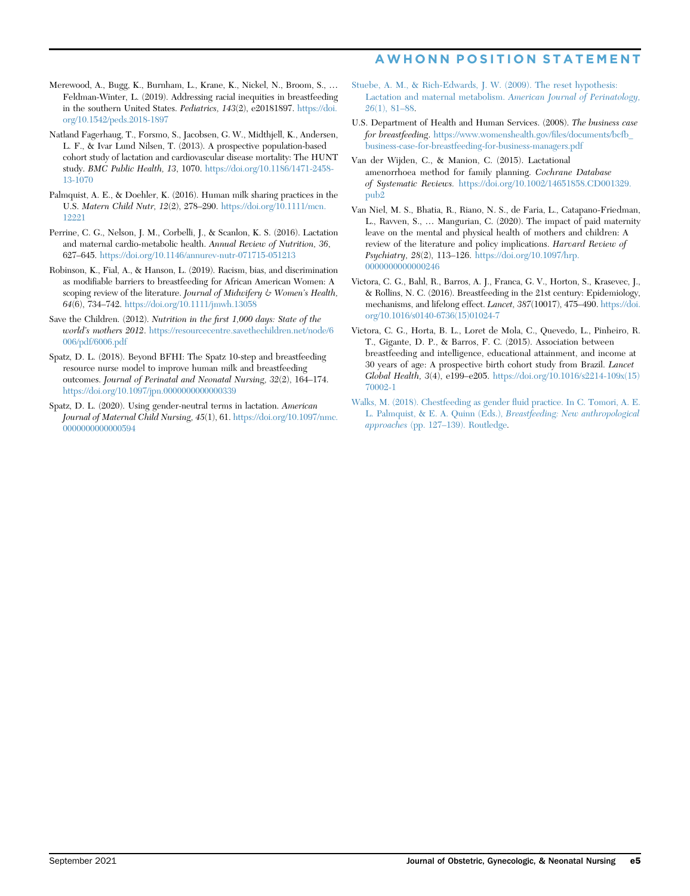Merewood, A., Bugg, K., Burnham, L., Krane, K., Nickel, N., Broom, S., … Feldman-Winter, L. (2019). Addressing racial inequities in breastfeeding in the southern United States. *Pediatrics, 143*(2), e20181897. https://doi.org/10.1542/peds.2018-1897

Natland Fagerhaug, T., Forsmo, S., Jacobsen, G. W., Midthjell, K., Andersen, L. F., & Ivar Lund Nilsen, T. (2013). A prospective population-based cohort study of lactation and cardiovascular disease mortality: The HUNT study. *BMC Public Health, 13*, 1070. https://doi.org/10.1186/1471-2458-13-1070

Palmquist, A. E., & Doehler, K. (2016). Human milk sharing practices in the U.S. *Matern Child Nutr, 12*(2), 278–290. https://doi.org/10.1111/mcn.12221

Perrine, C. G., Nelson, J. M., Corbelli, J., & Scanlon, K. S. (2016). Lactation and maternal cardio-metabolic health. *Annual Review of Nutrition, 36*, 627–645. https://doi.org/10.1146/annurev-nutr-071715-051213

Robinson, K., Fial, A., & Hanson, L. (2019). Racism, bias, and discrimination as modifiable barriers to breastfeeding for African American Women: A scoping review of the literature. *Journal of Midwifery & Women's Health, 64*(6), 734–742. https://doi.org/10.1111/jmwh.13058

Save the Children. (2012). *Nutrition in the first 1,000 days: State of the world's mothers 2012*. https://resourcecentre.savethechildren.net/node/6006/pdf/6006.pdf

Spatz, D. L. (2018). Beyond BFHI: The Spatz 10-step and breastfeeding resource nurse model to improve human milk and breastfeeding outcomes. *Journal of Perinatal and Neonatal Nursing, 32*(2), 164–174. https://doi.org/10.1097/jpn.0000000000000339

Spatz, D. L. (2020). Using gender-neutral terms in lactation. *American Journal of Maternal Child Nursing, 45*(1), 61. https://doi.org/10.1097/nmc.0000000000000594

Stuebe, A. M., & Rich-Edwards, J. W. (2009). The reset hypothesis: Lactation and maternal metabolism. *American Journal of Perinatology, 26*(1), 81–88.

U.S. Department of Health and Human Services. (2008). *The business case for breastfeeding*. https://www.womenshealth.gov/files/documents/bcfb_business-case-for-breastfeeding-for-business-managers.pdf

Van der Wijden, C., & Manion, C. (2015). Lactational amenorrhoea method for family planning. *Cochrane Database of Systematic Reviews*. https://doi.org/10.1002/14651858.CD001329.pub2

Van Niel, M. S., Bhatia, R., Riano, N. S., de Faria, L., Catapano-Friedman, L., Ravven, S., … Mangurian, C. (2020). The impact of paid maternity leave on the mental and physical health of mothers and children: A review of the literature and policy implications. *Harvard Review of Psychiatry, 28*(2), 113–126. https://doi.org/10.1097/hrp.0000000000000246

Victora, C. G., Bahl, R., Barros, A. J., Franca, G. V., Horton, S., Krasevec, J., & Rollins, N. C. (2016). Breastfeeding in the 21st century: Epidemiology, mechanisms, and lifelong effect. *Lancet, 387*(10017), 475–490. https://doi.org/10.1016/s0140-6736(15)01024-7

Victora, C. G., Horta, B. L., Loret de Mola, C., Quevedo, L., Pinheiro, R. T., Gigante, D. P., & Barros, F. C. (2015). Association between breastfeeding and intelligence, educational attainment, and income at 30 years of age: A prospective birth cohort study from Brazil. *Lancet Global Health, 3*(4), e199–e205. https://doi.org/10.1016/s2214-109x(15)70002-1

Walks, M. (2018). Chestfeeding as gender fluid practice. In C. Tomori, A. E. L. Palmquist, & E. A. Quinn (Eds.), *Breastfeeding: New anthropological approaches* (pp. 127–139). Routledge.